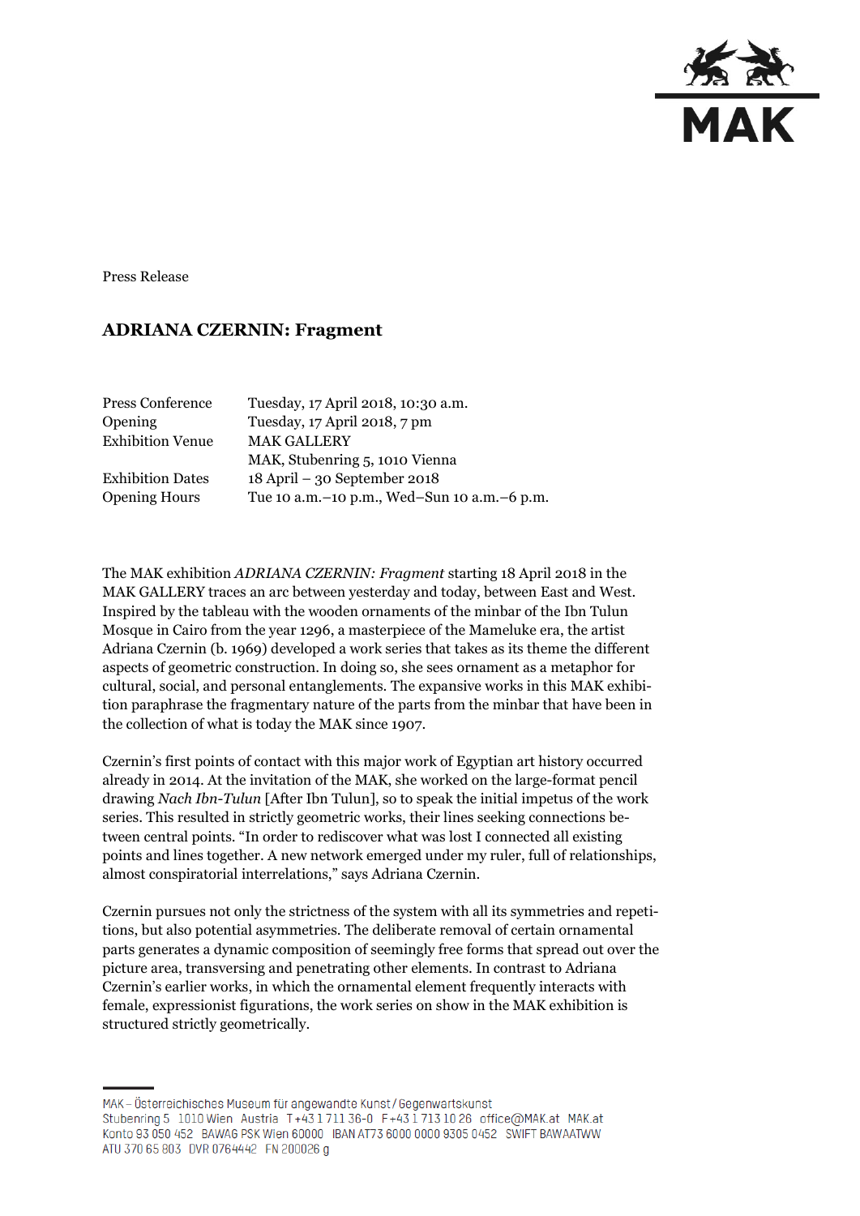Press Release

## ADRIANA CZERNIN: Fragment

| | |
|---|---|
| Press Conference | Tuesday, 17 April 2018, 10:30 a.m. |
| Opening | Tuesday, 17 April 2018, 7 pm |
| Exhibition Venue | MAK GALLERY<br>MAK, Stubenring 5, 1010 Vienna |
| Exhibition Dates | 18 April – 30 September 2018 |
| Opening Hours | Tue 10 a.m.–10 p.m., Wed–Sun 10 a.m.–6 p.m. |

The MAK exhibition *ADRIANA CZERNIN: Fragment* starting 18 April 2018 in the MAK GALLERY traces an arc between yesterday and today, between East and West. Inspired by the tableau with the wooden ornaments of the minbar of the Ibn Tulun Mosque in Cairo from the year 1296, a masterpiece of the Mameluke era, the artist Adriana Czernin (b. 1969) developed a work series that takes as its theme the different aspects of geometric construction. In doing so, she sees ornament as a metaphor for cultural, social, and personal entanglements. The expansive works in this MAK exhibition paraphrase the fragmentary nature of the parts from the minbar that have been in the collection of what is today the MAK since 1907.

Czernin's first points of contact with this major work of Egyptian art history occurred already in 2014. At the invitation of the MAK, she worked on the large-format pencil drawing *Nach Ibn-Tulun* [After Ibn Tulun], so to speak the initial impetus of the work series. This resulted in strictly geometric works, their lines seeking connections between central points. "In order to rediscover what was lost I connected all existing points and lines together. A new network emerged under my ruler, full of relationships, almost conspiratorial interrelations," says Adriana Czernin.

Czernin pursues not only the strictness of the system with all its symmetries and repetitions, but also potential asymmetries. The deliberate removal of certain ornamental parts generates a dynamic composition of seemingly free forms that spread out over the picture area, transversing and penetrating other elements. In contrast to Adriana Czernin's earlier works, in which the ornamental element frequently interacts with female, expressionist figurations, the work series on show in the MAK exhibition is structured strictly geometrically.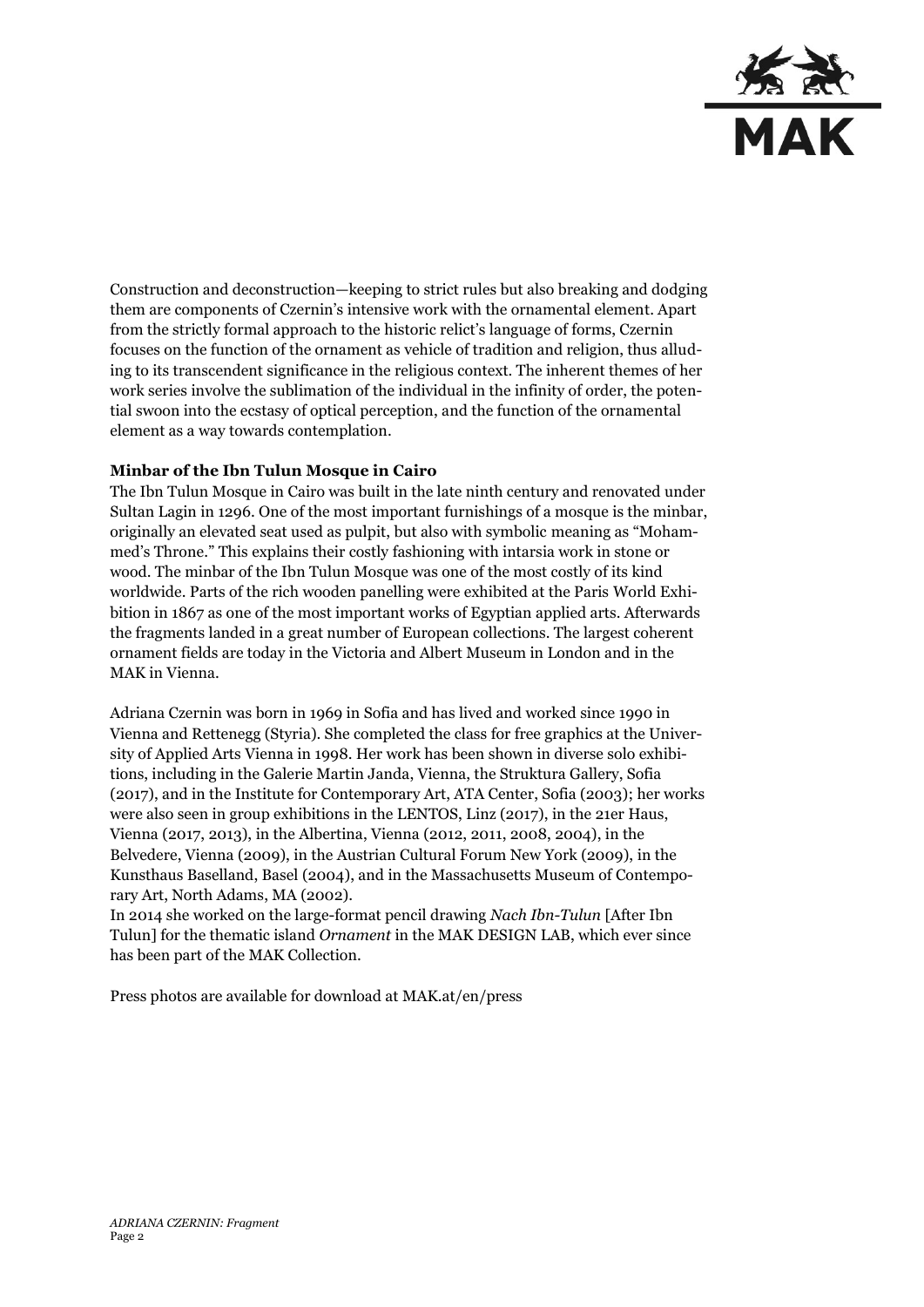Construction and deconstruction—keeping to strict rules but also breaking and dodging them are components of Czernin's intensive work with the ornamental element. Apart from the strictly formal approach to the historic relict's language of forms, Czernin focuses on the function of the ornament as vehicle of tradition and religion, thus alluding to its transcendent significance in the religious context. The inherent themes of her work series involve the sublimation of the individual in the infinity of order, the potential swoon into the ecstasy of optical perception, and the function of the ornamental element as a way towards contemplation.

**Minbar of the Ibn Tulun Mosque in Cairo**

The Ibn Tulun Mosque in Cairo was built in the late ninth century and renovated under Sultan Lagin in 1296. One of the most important furnishings of a mosque is the minbar, originally an elevated seat used as pulpit, but also with symbolic meaning as "Mohammed's Throne." This explains their costly fashioning with intarsia work in stone or wood. The minbar of the Ibn Tulun Mosque was one of the most costly of its kind worldwide. Parts of the rich wooden panelling were exhibited at the Paris World Exhibition in 1867 as one of the most important works of Egyptian applied arts. Afterwards the fragments landed in a great number of European collections. The largest coherent ornament fields are today in the Victoria and Albert Museum in London and in the MAK in Vienna.

Adriana Czernin was born in 1969 in Sofia and has lived and worked since 1990 in Vienna and Rettenegg (Styria). She completed the class for free graphics at the University of Applied Arts Vienna in 1998. Her work has been shown in diverse solo exhibitions, including in the Galerie Martin Janda, Vienna, the Struktura Gallery, Sofia (2017), and in the Institute for Contemporary Art, ATA Center, Sofia (2003); her works were also seen in group exhibitions in the LENTOS, Linz (2017), in the 21er Haus, Vienna (2017, 2013), in the Albertina, Vienna (2012, 2011, 2008, 2004), in the Belvedere, Vienna (2009), in the Austrian Cultural Forum New York (2009), in the Kunsthaus Baselland, Basel (2004), and in the Massachusetts Museum of Contemporary Art, North Adams, MA (2002).

In 2014 she worked on the large-format pencil drawing *Nach Ibn-Tulun* [After Ibn Tulun] for the thematic island *Ornament* in the MAK DESIGN LAB, which ever since has been part of the MAK Collection.

Press photos are available for download at MAK.at/en/press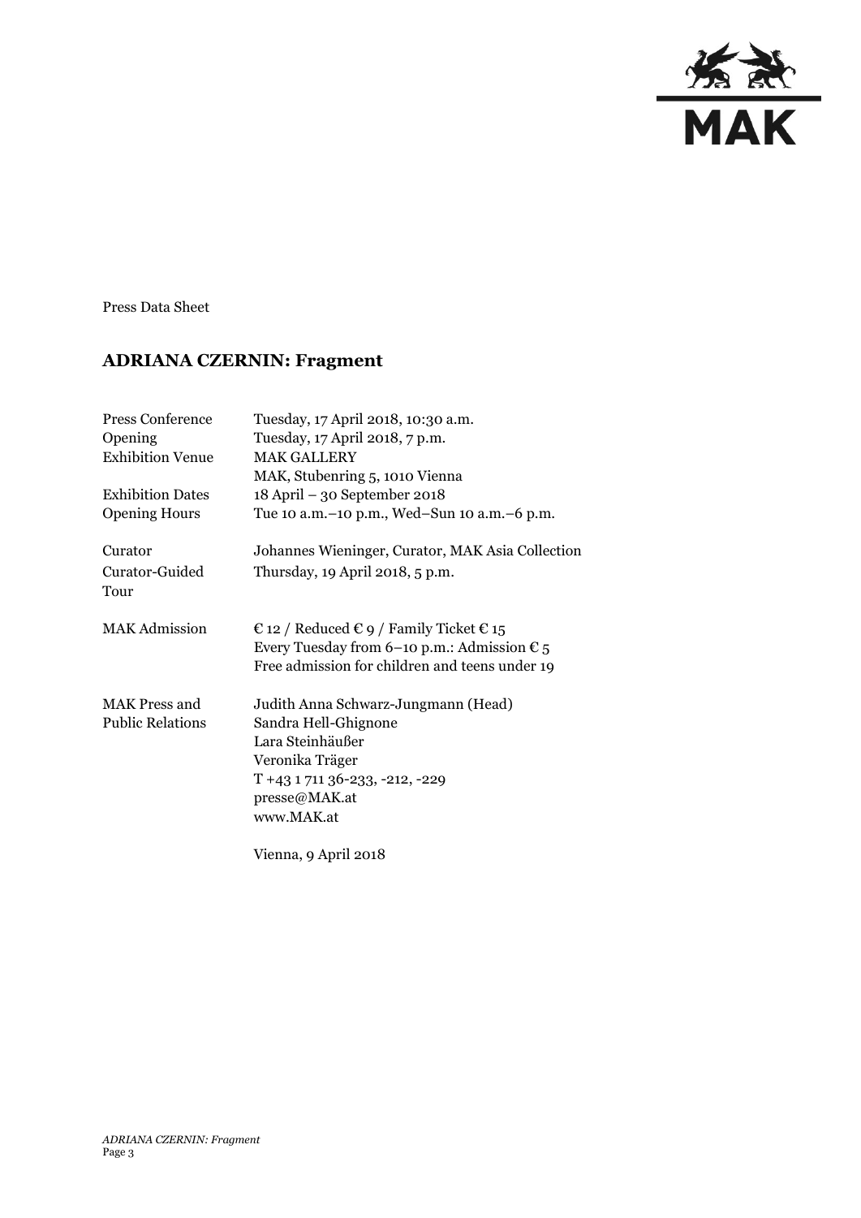Press Data Sheet

## ADRIANA CZERNIN: Fragment

| | |
|---|---|
| Press Conference | Tuesday, 17 April 2018, 10:30 a.m. |
| Opening | Tuesday, 17 April 2018, 7 p.m. |
| Exhibition Venue | MAK GALLERY<br>MAK, Stubenring 5, 1010 Vienna |
| Exhibition Dates | 18 April – 30 September 2018 |
| Opening Hours | Tue 10 a.m.–10 p.m., Wed–Sun 10 a.m.–6 p.m. |
| Curator | Johannes Wieninger, Curator, MAK Asia Collection |
| Curator-Guided Tour | Thursday, 19 April 2018, 5 p.m. |
| MAK Admission | € 12 / Reduced € 9 / Family Ticket € 15<br>Every Tuesday from 6–10 p.m.: Admission € 5<br>Free admission for children and teens under 19 |
| MAK Press and Public Relations | Judith Anna Schwarz-Jungmann (Head)<br>Sandra Hell-Ghignone<br>Lara Steinhäußer<br>Veronika Träger<br>T +43 1 711 36-233, -212, -229<br>presse@MAK.at<br>www.MAK.at |

Vienna, 9 April 2018